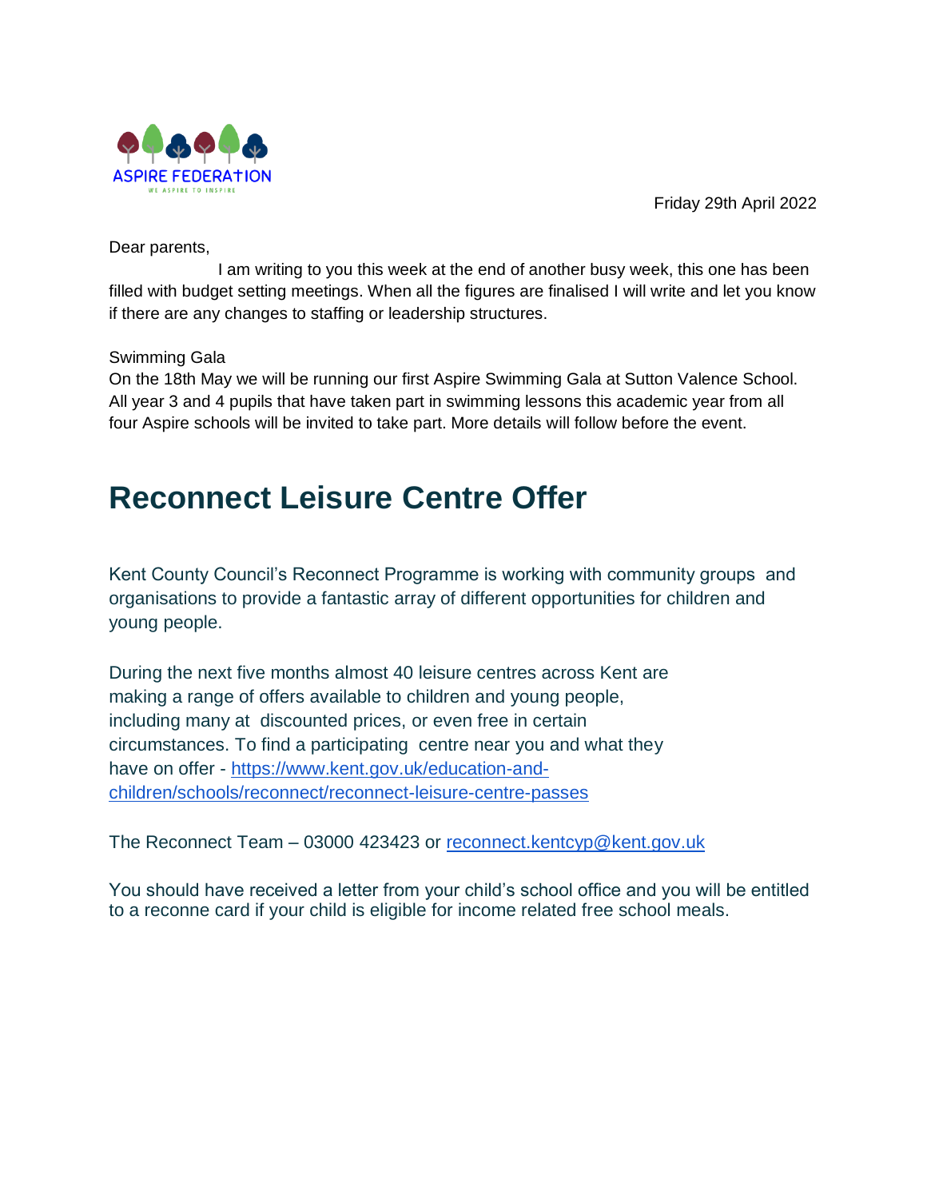ASPIRE FEDERATION

WE ASPIRE TO INSPIRE

Friday 29th April 2022

Dear parents,

I am writing to you this week at the end of another busy week, this one has been filled with budget setting meetings. When all the figures are finalised I will write and let you know if there are any changes to staffing or leadership structures.

Swimming Gala

On the 18th May we will be running our first Aspire Swimming Gala at Sutton Valence School. All year 3 and 4 pupils that have taken part in swimming lessons this academic year from all four Aspire schools will be invited to take part. More details will follow before the event.

# Reconnect Leisure Centre Offer

Kent County Council's Reconnect Programme is working with community groups and organisations to provide a fantastic array of different opportunities for children and young people.

During the next five months almost 40 leisure centres across Kent are making a range of offers available to children and young people, including many at discounted prices, or even free in certain circumstances. To find a participating centre near you and what they have on offer - https://www.kent.gov.uk/education-and-children/schools/reconnect/reconnect-leisure-centre-passes

The Reconnect Team – 03000 423423 or reconnect.kentcyp@kent.gov.uk

You should have received a letter from your child's school office and you will be entitled to a reconne card if your child is eligible for income related free school meals.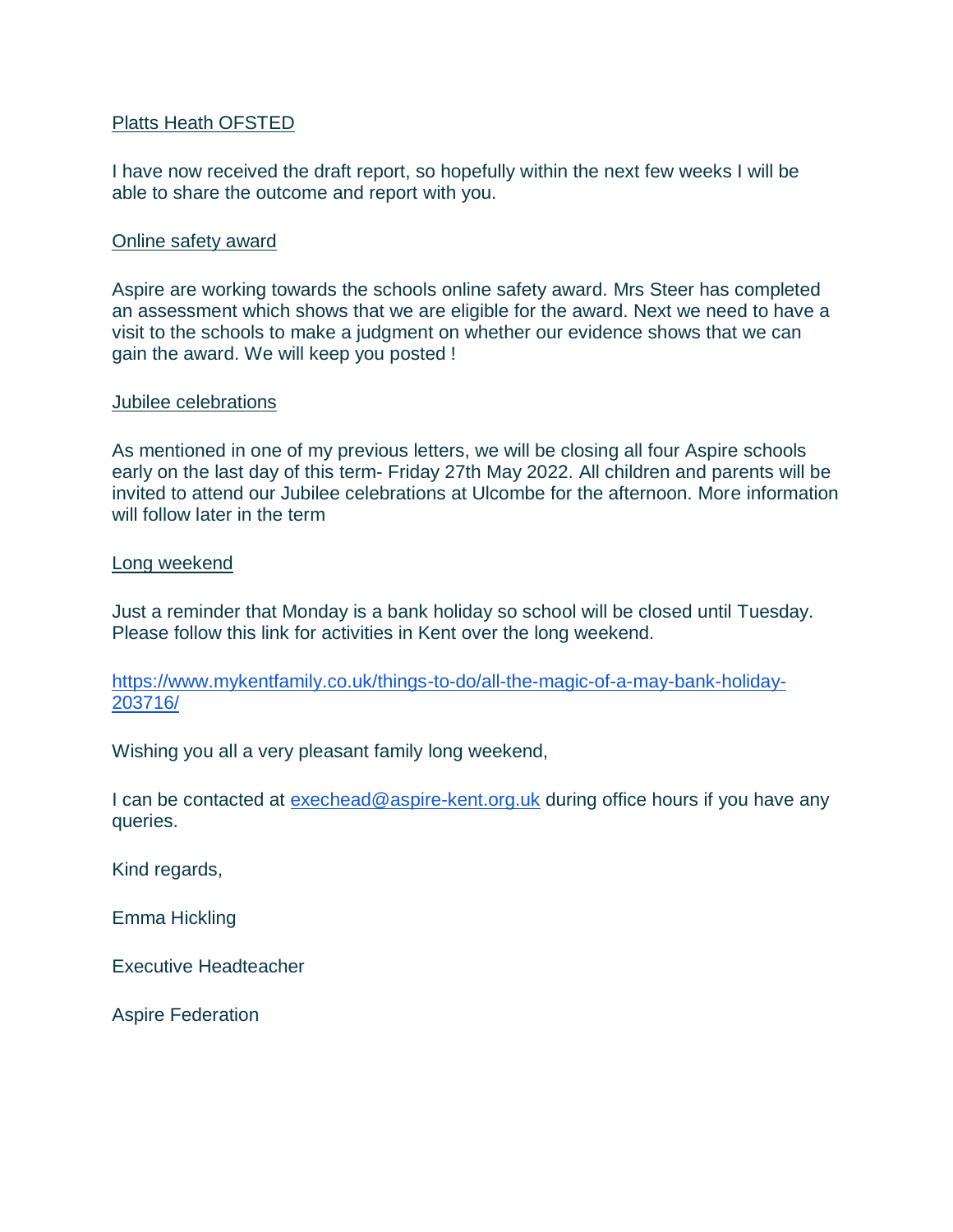Platts Heath OFSTED

I have now received the draft report, so hopefully within the next few weeks I will be able to share the outcome and report with you.

Online safety award

Aspire are working towards the schools online safety award. Mrs Steer has completed an assessment which shows that we are eligible for the award. Next we need to have a visit to the schools to make a judgment on whether our evidence shows that we can gain the award. We will keep you posted !

Jubilee celebrations

As mentioned in one of my previous letters, we will be closing all four Aspire schools early on the last day of this term- Friday 27th May 2022. All children and parents will be invited to attend our Jubilee celebrations at Ulcombe for the afternoon. More information will follow later in the term

Long weekend

Just a reminder that Monday is a bank holiday so school will be closed until Tuesday. Please follow this link for activities in Kent over the long weekend.

https://www.mykentfamily.co.uk/things-to-do/all-the-magic-of-a-may-bank-holiday-203716/

Wishing you all a very pleasant family long weekend,

I can be contacted at exechead@aspire-kent.org.uk during office hours if you have any queries.

Kind regards,

Emma Hickling

Executive Headteacher

Aspire Federation